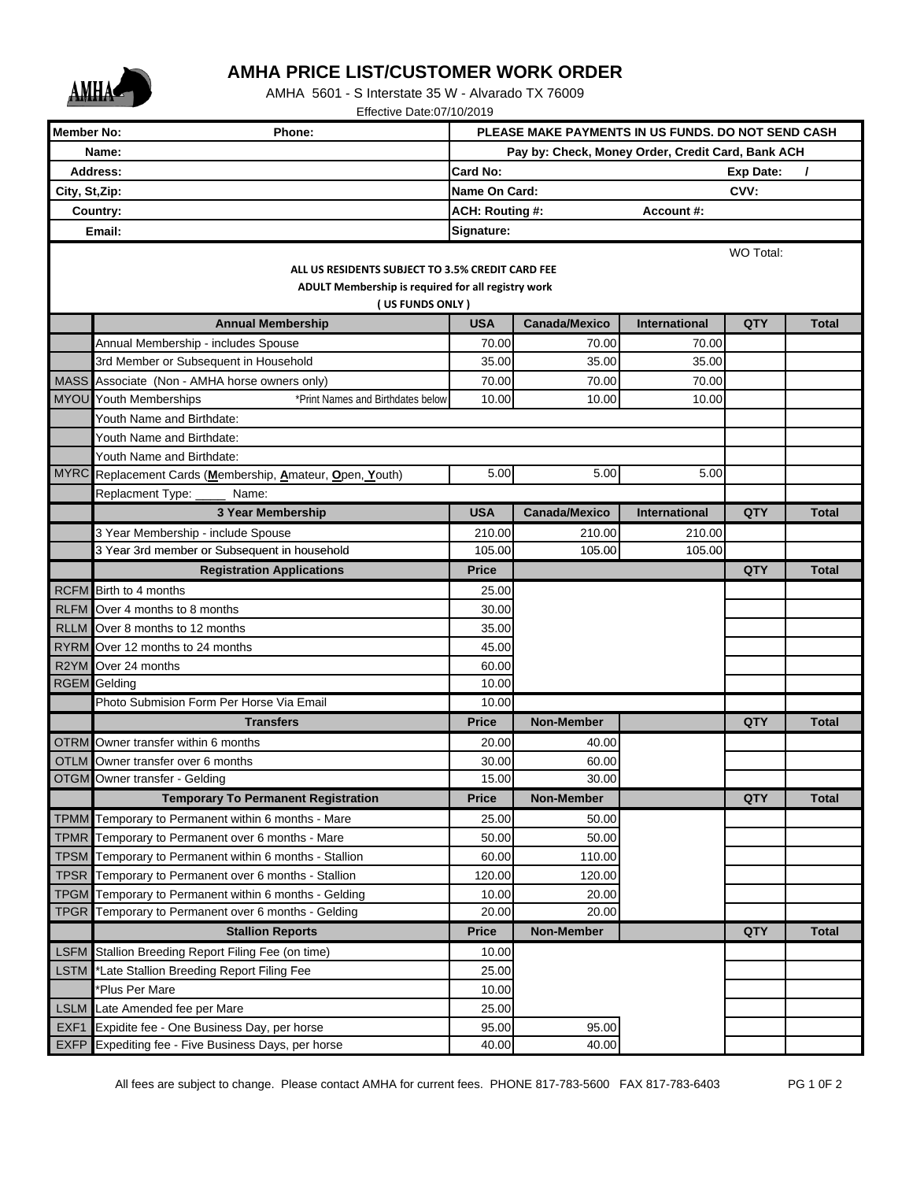# AMHA PRICE LIST/CUSTOMER WORK ORDER

AMHA 5601 - S Interstate 35 W - Alvarado TX 76009

Effective Date:07/10/2019

| | |
|---|---|
| **Member No:** &nbsp;&nbsp;&nbsp; **Phone:** | **PLEASE MAKE PAYMENTS IN US FUNDS. DO NOT SEND CASH** |
| **Name:** | **Pay by: Check, Money Order, Credit Card, Bank ACH** |
| **Address:** | **Card No:** &nbsp;&nbsp;&nbsp; **Exp Date:** / |
| **City, St,Zip:** | **Name On Card:** &nbsp;&nbsp;&nbsp; **CVV:** |
| **Country:** | **ACH: Routing #:** &nbsp;&nbsp;&nbsp; **Account #:** |
| **Email:** | **Signature:** |

WO Total:

**ALL US RESIDENTS SUBJECT TO 3.5% CREDIT CARD FEE**

**ADULT Membership is required for all registry work**

**( US FUNDS ONLY )**

| | **Annual Membership** | **USA** | **Canada/Mexico** | **International** | **QTY** | **Total** |
|---|---|---|---|---|---|---|
| | Annual Membership - includes Spouse | 70.00 | 70.00 | 70.00 | | |
| | 3rd Member or Subsequent in Household | 35.00 | 35.00 | 35.00 | | |
| MASS | Associate (Non - AMHA horse owners only) | 70.00 | 70.00 | 70.00 | | |
| MYOU | Youth Memberships *Print Names and Birthdates below | 10.00 | 10.00 | 10.00 | | |
| | Youth Name and Birthdate: | | | | | |
| | Youth Name and Birthdate: | | | | | |
| | Youth Name and Birthdate: | | | | | |
| MYRC | Replacement Cards (**M**embership, **A**mateur, **O**pen, **Y**outh) | 5.00 | 5.00 | 5.00 | | |
| | Replacment Type: _____ Name: | | | | | |
| | **3 Year Membership** | **USA** | **Canada/Mexico** | **International** | **QTY** | **Total** |
| | 3 Year Membership - include Spouse | 210.00 | 210.00 | 210.00 | | |
| | 3 Year 3rd member or Subsequent in household | 105.00 | 105.00 | 105.00 | | |
| | **Registration Applications** | **Price** | | | **QTY** | **Total** |
| RCFM | Birth to 4 months | 25.00 | | | | |
| RLFM | Over 4 months to 8 months | 30.00 | | | | |
| RLLM | Over 8 months to 12 months | 35.00 | | | | |
| RYRM | Over 12 months to 24 months | 45.00 | | | | |
| R2YM | Over 24 months | 60.00 | | | | |
| RGEM | Gelding | 10.00 | | | | |
| | Photo Submision Form Per Horse Via Email | 10.00 | | | | |
| | **Transfers** | **Price** | **Non-Member** | | **QTY** | **Total** |
| OTRM | Owner transfer within 6 months | 20.00 | 40.00 | | | |
| OTLM | Owner transfer over 6 months | 30.00 | 60.00 | | | |
| OTGM | Owner transfer - Gelding | 15.00 | 30.00 | | | |
| | **Temporary To Permanent Registration** | **Price** | **Non-Member** | | **QTY** | **Total** |
| TPMM | Temporary to Permanent within 6 months - Mare | 25.00 | 50.00 | | | |
| TPMR | Temporary to Permanent over 6 months - Mare | 50.00 | 50.00 | | | |
| TPSM | Temporary to Permanent within 6 months - Stallion | 60.00 | 110.00 | | | |
| TPSR | Temporary to Permanent over 6 months - Stallion | 120.00 | 120.00 | | | |
| TPGM | Temporary to Permanent within 6 months - Gelding | 10.00 | 20.00 | | | |
| TPGR | Temporary to Permanent over 6 months - Gelding | 20.00 | 20.00 | | | |
| | **Stallion Reports** | **Price** | **Non-Member** | | **QTY** | **Total** |
| LSFM | Stallion Breeding Report Filing Fee (on time) | 10.00 | | | | |
| LSTM | *Late Stallion Breeding Report Filing Fee | 25.00 | | | | |
| | *Plus Per Mare | 10.00 | | | | |
| LSLM | Late Amended fee per Mare | 25.00 | | | | |
| EXF1 | Expidite fee - One Business Day, per horse | 95.00 | 95.00 | | | |
| EXFP | Expediting fee - Five Business Days, per horse | 40.00 | 40.00 | | | |

All fees are subject to change. Please contact AMHA for current fees. PHONE 817-783-5600 FAX 817-783-6403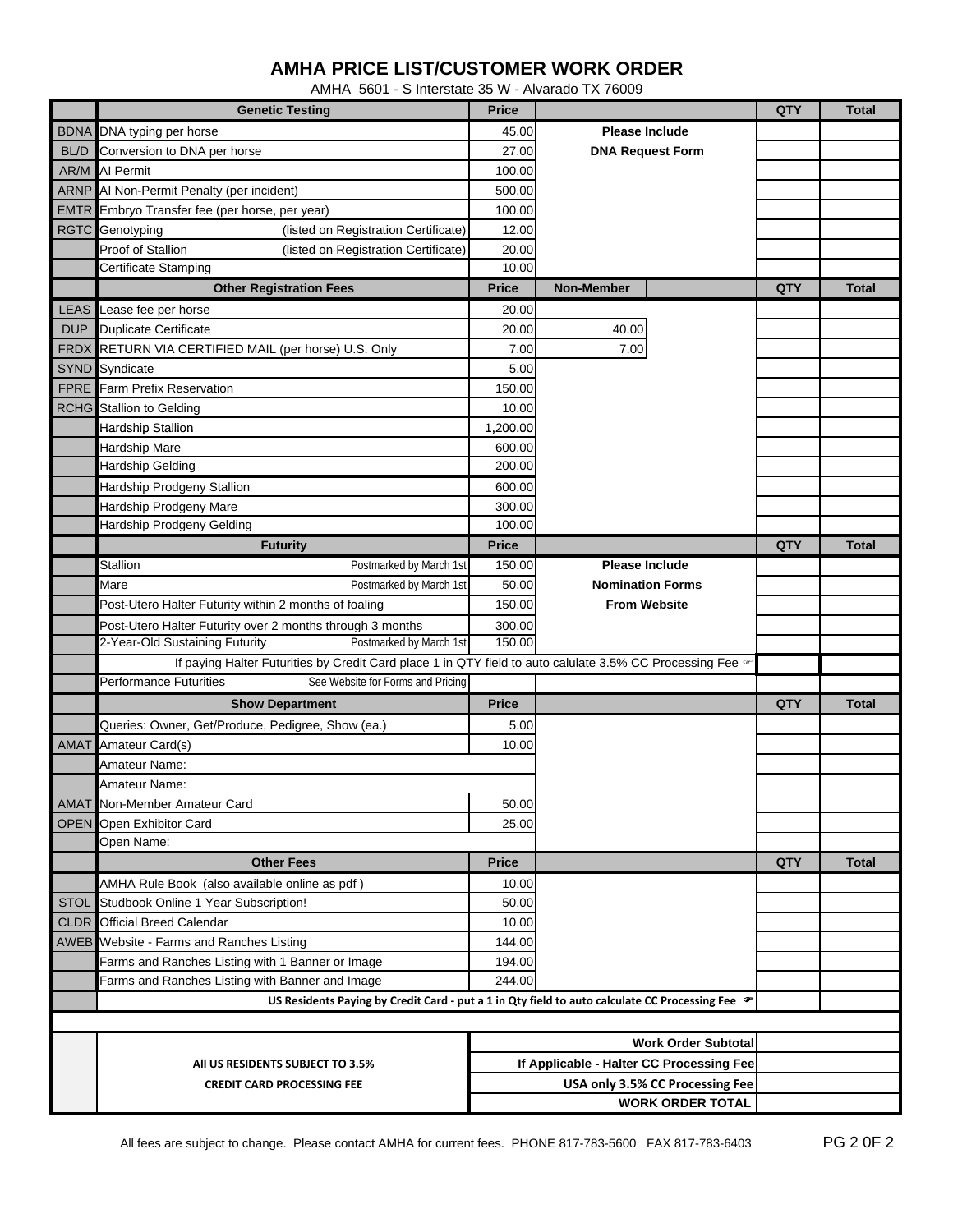# AMHA PRICE LIST/CUSTOMER WORK ORDER

AMHA 5601 - S Interstate 35 W - Alvarado TX 76009

| | Genetic Testing | Price | | | QTY | Total |
|---|---|---|---|---|---|---|
| BDNA | DNA typing per horse | 45.00 | Please Include | | | |
| BL/D | Conversion to DNA per horse | 27.00 | DNA Request Form | | | |
| AR/M | AI Permit | 100.00 | | | | |
| ARNP | AI Non-Permit Penalty (per incident) | 500.00 | | | | |
| EMTR | Embryo Transfer fee (per horse, per year) | 100.00 | | | | |
| RGTC | Genotyping (listed on Registration Certificate) | 12.00 | | | | |
| | Proof of Stallion (listed on Registration Certificate) | 20.00 | | | | |
| | Certificate Stamping | 10.00 | | | | |
| | **Other Registration Fees** | **Price** | **Non-Member** | | **QTY** | **Total** |
| LEAS | Lease fee per horse | 20.00 | | | | |
| DUP | Duplicate Certificate | 20.00 | 40.00 | | | |
| FRDX | RETURN VIA CERTIFIED MAIL (per horse) U.S. Only | 7.00 | 7.00 | | | |
| SYND | Syndicate | 5.00 | | | | |
| FPRE | Farm Prefix Reservation | 150.00 | | | | |
| RCHG | Stallion to Gelding | 10.00 | | | | |
| | Hardship Stallion | 1,200.00 | | | | |
| | Hardship Mare | 600.00 | | | | |
| | Hardship Gelding | 200.00 | | | | |
| | Hardship Prodgeny Stallion | 600.00 | | | | |
| | Hardship Prodgeny Mare | 300.00 | | | | |
| | Hardship Prodgeny Gelding | 100.00 | | | | |
| | **Futurity** | **Price** | | | **QTY** | **Total** |
| | Stallion Postmarked by March 1st | 150.00 | Please Include | | | |
| | Mare Postmarked by March 1st | 50.00 | Nomination Forms | | | |
| | Post-Utero Halter Futurity within 2 months of foaling | 150.00 | From Website | | | |
| | Post-Utero Halter Futurity over 2 months through 3 months | 300.00 | | | | |
| | 2-Year-Old Sustaining Futurity Postmarked by March 1st | 150.00 | | | | |
| | If paying Halter Futurities by Credit Card place 1 in QTY field to auto calulate 3.5% CC Processing Fee ☞ | | | | | |
| | Performance Futurities See Website for Forms and Pricing | | | | | |
| | **Show Department** | **Price** | | | **QTY** | **Total** |
| | Queries: Owner, Get/Produce, Pedigree, Show (ea.) | 5.00 | | | | |
| AMAT | Amateur Card(s) | 10.00 | | | | |
| | Amateur Name: | | | | | |
| | Amateur Name: | | | | | |
| AMAT | Non-Member Amateur Card | 50.00 | | | | |
| OPEN | Open Exhibitor Card | 25.00 | | | | |
| | Open Name: | | | | | |
| | **Other Fees** | **Price** | | | **QTY** | **Total** |
| | AMHA Rule Book (also available online as pdf ) | 10.00 | | | | |
| STOL | Studbook Online 1 Year Subscription! | 50.00 | | | | |
| CLDR | Official Breed Calendar | 10.00 | | | | |
| AWEB | Website - Farms and Ranches Listing | 144.00 | | | | |
| | Farms and Ranches Listing with 1 Banner or Image | 194.00 | | | | |
| | Farms and Ranches Listing with Banner and Image | 244.00 | | | | |
| | US Residents Paying by Credit Card - put a 1 in Qty field to auto calculate CC Processing Fee ☞ | | | | | |
| | | | | | | |
| | All US RESIDENTS SUBJECT TO 3.5% CREDIT CARD PROCESSING FEE | Work Order Subtotal | | | | |
| | | If Applicable - Halter CC Processing Fee | | | | |
| | | USA only 3.5% CC Processing Fee | | | | |
| | | WORK ORDER TOTAL | | | | |

All fees are subject to change. Please contact AMHA for current fees. PHONE 817-783-5600 FAX 817-783-6403